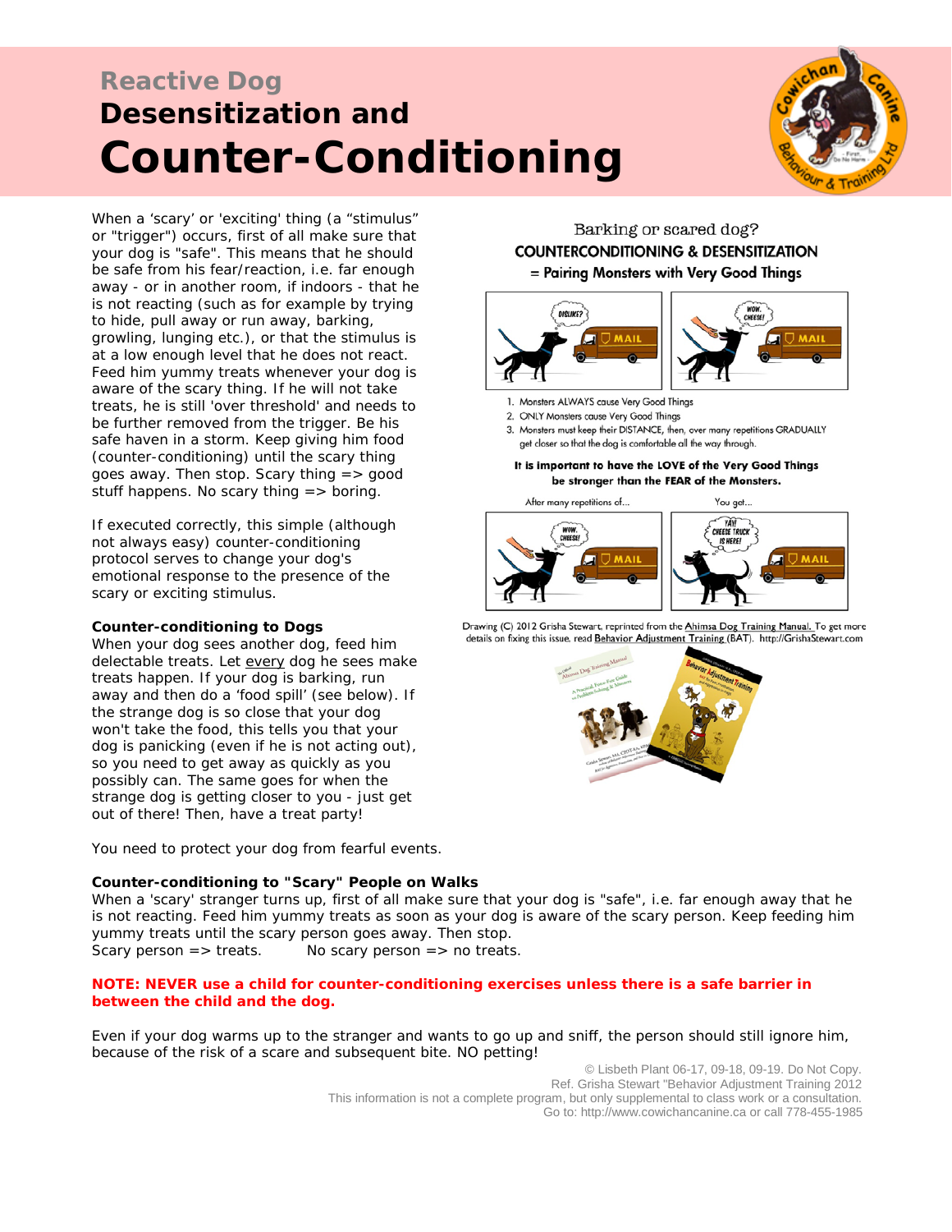# Reactive Dog

# Desensitization and Counter-Conditioning

When a 'scary' or 'exciting' thing (a "stimulus" or "trigger") occurs, first of all make sure that your dog is "safe". This means that he should be safe from his fear/reaction, i.e. far enough away - or in another room, if indoors - that he is not reacting (such as for example by trying to hide, pull away or run away, barking, growling, lunging etc.), or that the stimulus is at a low enough level that he does not react. Feed him yummy treats whenever your dog is aware of the scary thing. If he will not take treats, he is still 'over threshold' and needs to be further removed from the trigger. Be his safe haven in a storm. Keep giving him food (counter-conditioning) until the scary thing goes away. Then stop. Scary thing => good stuff happens. No scary thing => boring.

If executed correctly, this simple (although not always easy) counter-conditioning protocol serves to change your dog's emotional response to the presence of the scary or exciting stimulus.

**Counter-conditioning to Dogs**

When your dog sees another dog, feed him delectable treats. Let <u>every</u> dog he sees make treats happen. If your dog is barking, run away and then do a 'food spill' (see below). If the strange dog is so close that your dog won't take the food, this tells you that your dog is panicking (even if he is not acting out), so you need to get away as quickly as you possibly can. The same goes for when the strange dog is getting closer to you - just get out of there! Then, have a treat party!

Barking or scared dog?
COUNTERCONDITIONING & DESENSITIZATION
= Pairing Monsters with Very Good Things

1. Monsters ALWAYS cause Very Good Things
2. ONLY Monsters cause Very Good Things
3. Monsters must keep their DISTANCE, then, over many repetitions GRADUALLY get closer so that the dog is comfortable all the way through.

**It is important to have the LOVE of the Very Good Things be stronger than the FEAR of the Monsters.**

After many repetitions of... You get...

Drawing (C) 2012 Grisha Stewart, reprinted from the Ahimsa Dog Training Manual. To get more details on fixing this issue, read Behavior Adjustment Training (BAT). http://GrishaStewart.com

You need to protect your dog from fearful events.

**Counter-conditioning to "Scary" People on Walks**

When a 'scary' stranger turns up, first of all make sure that your dog is "safe", i.e. far enough away that he is not reacting. Feed him yummy treats as soon as your dog is aware of the scary person. Keep feeding him yummy treats until the scary person goes away. Then stop.
Scary person => treats. No scary person => no treats.

**NOTE: NEVER use a child for counter-conditioning exercises unless there is a safe barrier in between the child and the dog.**

Even if your dog warms up to the stranger and wants to go up and sniff, the person should still ignore him, because of the risk of a scare and subsequent bite. NO petting!

© Lisbeth Plant 06-17, 09-18, 09-19. Do Not Copy.
Ref. Grisha Stewart "Behavior Adjustment Training 2012
This information is not a complete program, but only supplemental to class work or a consultation.
Go to: http://www.cowichancanine.ca or call 778-455-1985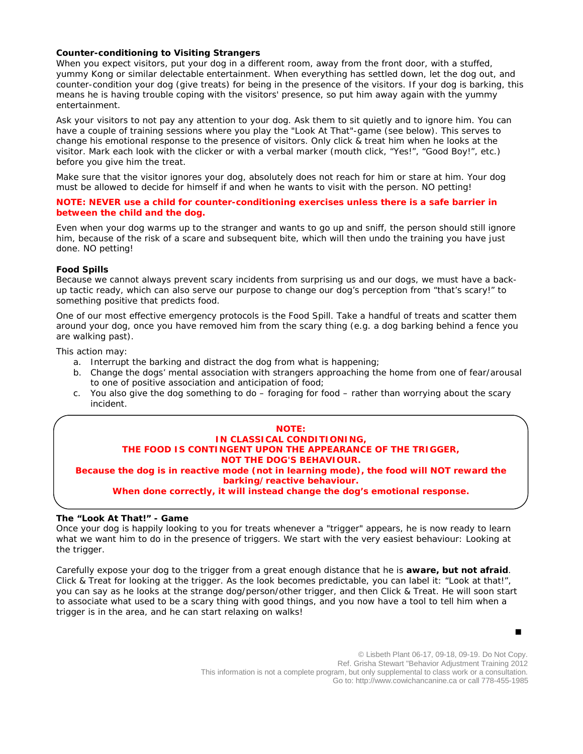**Counter-conditioning to Visiting Strangers**

When you expect visitors, put your dog in a different room, away from the front door, with a stuffed, yummy Kong or similar delectable entertainment. When everything has settled down, let the dog out, and counter-condition your dog (give treats) for being in the presence of the visitors. If your dog is barking, this means he is having trouble coping with the visitors' presence, so put him away again with the yummy entertainment.

Ask your visitors to not pay any attention to your dog. Ask them to sit quietly and to ignore him. You can have a couple of training sessions where you play the "Look At That"-game (see below). This serves to change his emotional response to the presence of visitors. Only click & treat him when he looks at the visitor. Mark each look with the clicker or with a verbal marker (mouth click, "Yes!", "Good Boy!", etc.) before you give him the treat.

Make sure that the visitor ignores your dog, absolutely does not reach for him or stare at him. Your dog must be allowed to decide for himself if and when he wants to visit with the person. NO petting!

**NOTE: NEVER use a child for counter-conditioning exercises unless there is a safe barrier in between the child and the dog.**

Even when your dog warms up to the stranger and wants to go up and sniff, the person should still ignore him, because of the risk of a scare and subsequent bite, which will then undo the training you have just done. NO petting!

**Food Spills**

Because we cannot always prevent scary incidents from surprising us and our dogs, we must have a back-up tactic ready, which can also serve our purpose to change our dog's perception from "that's scary!" to something positive that predicts food.

One of our most effective emergency protocols is the Food Spill. Take a handful of treats and scatter them around your dog, once you have removed him from the scary thing (e.g. a dog barking behind a fence you are walking past).

This action may:

a. Interrupt the barking and distract the dog from what is happening;
b. Change the dogs' mental association with strangers approaching the home from one of fear/arousal to one of positive association and anticipation of food;
c. You also give the dog something to do – foraging for food – rather than worrying about the scary incident.

**NOTE:**
**IN CLASSICAL CONDITIONING,**
**THE FOOD IS CONTINGENT UPON THE APPEARANCE OF THE TRIGGER,**
**NOT THE DOG'S BEHAVIOUR.**
**Because the dog is in reactive mode (not in learning mode), the food will NOT reward the barking/reactive behaviour.**
**When done correctly, it will instead change the dog's emotional response.**

**The "Look At That!" - Game**

Once your dog is happily looking to you for treats whenever a "trigger" appears, he is now ready to learn what we want him to do in the presence of triggers. We start with the very easiest behaviour: Looking at the trigger.

Carefully expose your dog to the trigger from a great enough distance that he is **aware, but not afraid**. Click & Treat for looking at the trigger. As the look becomes predictable, you can label it: "Look at that!", you can say as he looks at the strange dog/person/other trigger, and then Click & Treat. He will soon start to associate what used to be a scary thing with good things, and you now have a tool to tell him when a trigger is in the area, and he can start relaxing on walks!

■

© Lisbeth Plant 06-17, 09-18, 09-19. Do Not Copy.
Ref. Grisha Stewart "Behavior Adjustment Training 2012
This information is not a complete program, but only supplemental to class work or a consultation.
Go to: http://www.cowichancanine.ca or call 778-455-1985